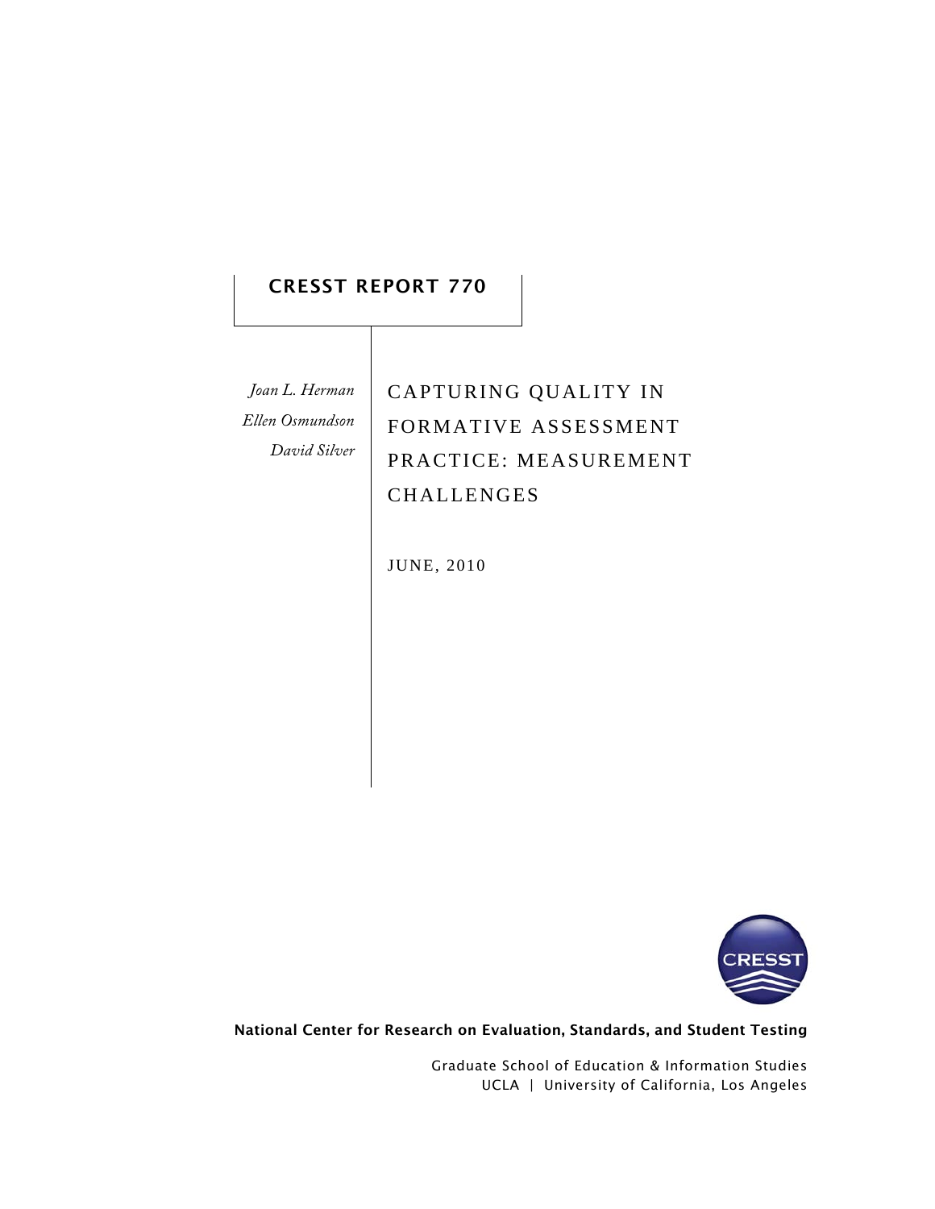**CRESST REPORT 770**

*Joan L. Herman*
*Ellen Osmundson*
*David Silver*

# CAPTURING QUALITY IN FORMATIVE ASSESSMENT PRACTICE: MEASUREMENT CHALLENGES

JUNE, 2010

**National Center for Research on Evaluation, Standards, and Student Testing**

Graduate School of Education & Information Studies
UCLA | University of California, Los Angeles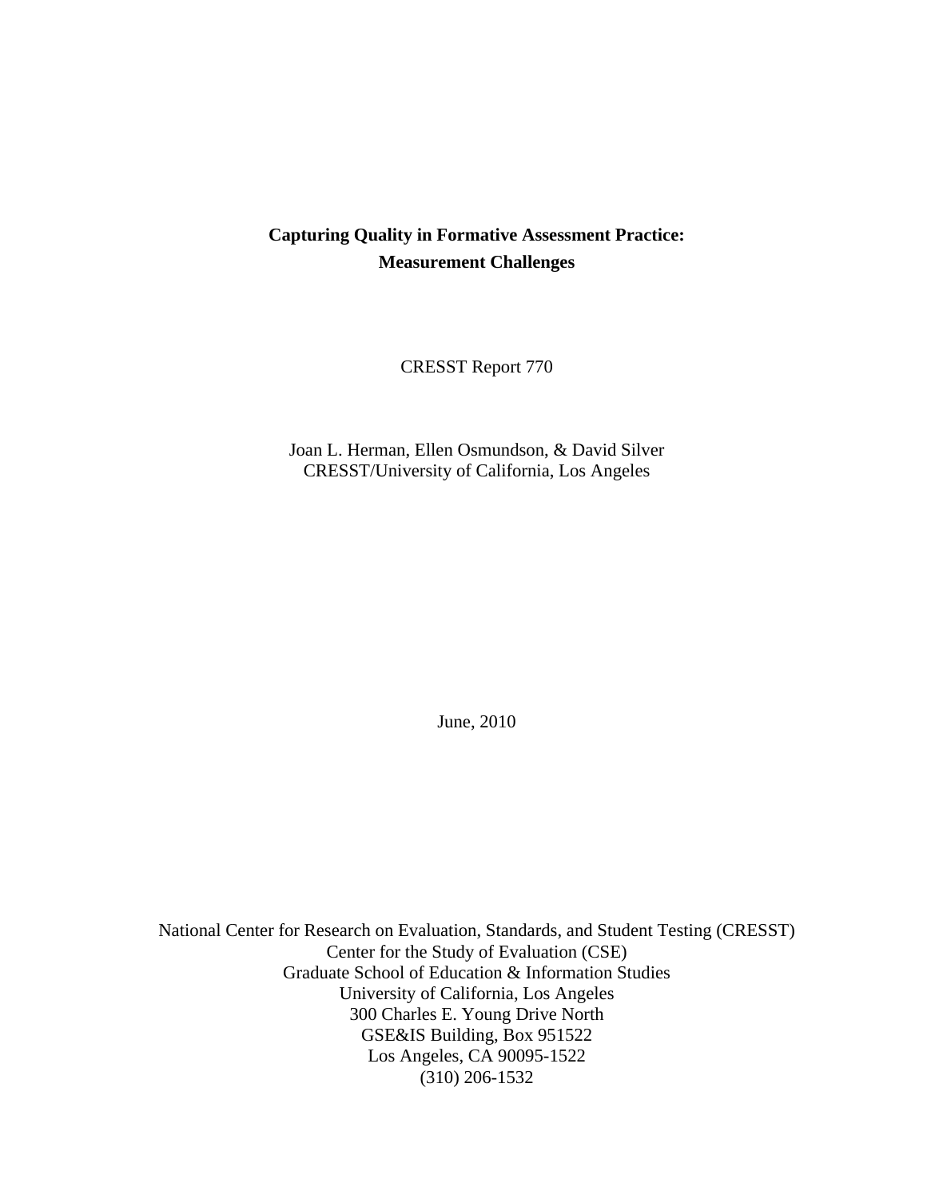# Capturing Quality in Formative Assessment Practice: Measurement Challenges

CRESST Report 770

Joan L. Herman, Ellen Osmundson, & David Silver
CRESST/University of California, Los Angeles

June, 2010

National Center for Research on Evaluation, Standards, and Student Testing (CRESST)
Center for the Study of Evaluation (CSE)
Graduate School of Education & Information Studies
University of California, Los Angeles
300 Charles E. Young Drive North
GSE&IS Building, Box 951522
Los Angeles, CA 90095-1522
(310) 206-1532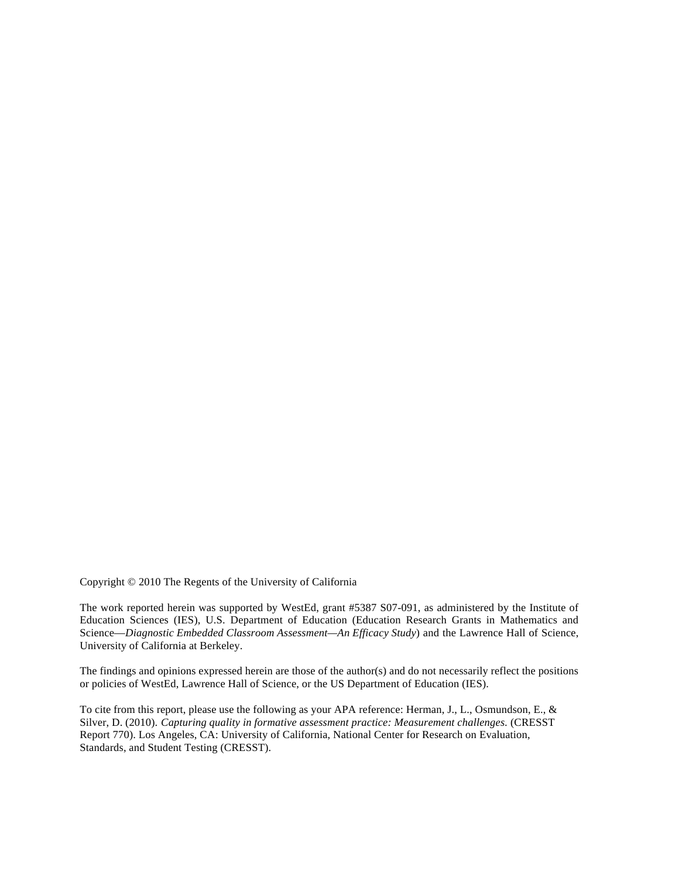Copyright © 2010 The Regents of the University of California

The work reported herein was supported by WestEd, grant #5387 S07-091, as administered by the Institute of Education Sciences (IES), U.S. Department of Education (Education Research Grants in Mathematics and Science—*Diagnostic Embedded Classroom Assessment—An Efficacy Study*) and the Lawrence Hall of Science, University of California at Berkeley.

The findings and opinions expressed herein are those of the author(s) and do not necessarily reflect the positions or policies of WestEd, Lawrence Hall of Science, or the US Department of Education (IES).

To cite from this report, please use the following as your APA reference: Herman, J., L., Osmundson, E., & Silver, D. (2010). *Capturing quality in formative assessment practice: Measurement challenges.* (CRESST Report 770). Los Angeles, CA: University of California, National Center for Research on Evaluation, Standards, and Student Testing (CRESST).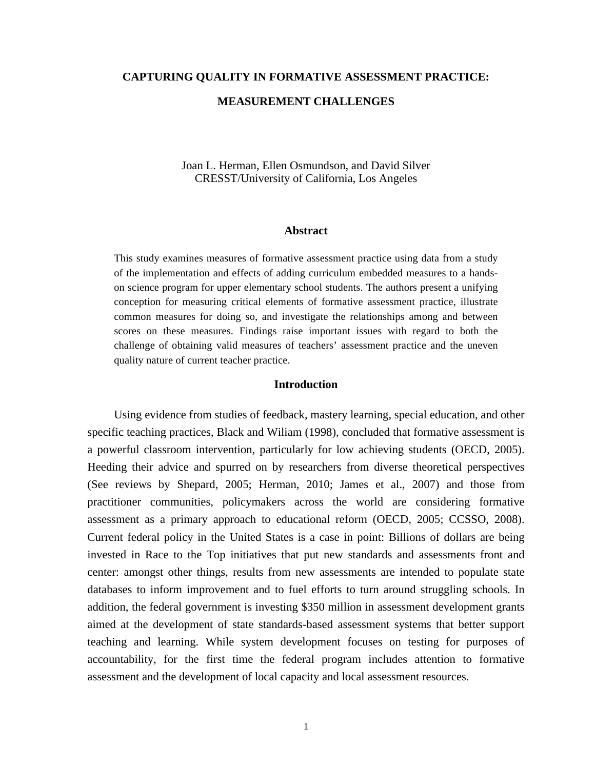# CAPTURING QUALITY IN FORMATIVE ASSESSMENT PRACTICE: MEASUREMENT CHALLENGES

Joan L. Herman, Ellen Osmundson, and David Silver
CRESST/University of California, Los Angeles

## Abstract

This study examines measures of formative assessment practice using data from a study of the implementation and effects of adding curriculum embedded measures to a hands-on science program for upper elementary school students. The authors present a unifying conception for measuring critical elements of formative assessment practice, illustrate common measures for doing so, and investigate the relationships among and between scores on these measures. Findings raise important issues with regard to both the challenge of obtaining valid measures of teachers' assessment practice and the uneven quality nature of current teacher practice.

## Introduction

Using evidence from studies of feedback, mastery learning, special education, and other specific teaching practices, Black and Wiliam (1998), concluded that formative assessment is a powerful classroom intervention, particularly for low achieving students (OECD, 2005). Heeding their advice and spurred on by researchers from diverse theoretical perspectives (See reviews by Shepard, 2005; Herman, 2010; James et al., 2007) and those from practitioner communities, policymakers across the world are considering formative assessment as a primary approach to educational reform (OECD, 2005; CCSSO, 2008). Current federal policy in the United States is a case in point: Billions of dollars are being invested in Race to the Top initiatives that put new standards and assessments front and center: amongst other things, results from new assessments are intended to populate state databases to inform improvement and to fuel efforts to turn around struggling schools. In addition, the federal government is investing $350 million in assessment development grants aimed at the development of state standards-based assessment systems that better support teaching and learning. While system development focuses on testing for purposes of accountability, for the first time the federal program includes attention to formative assessment and the development of local capacity and local assessment resources.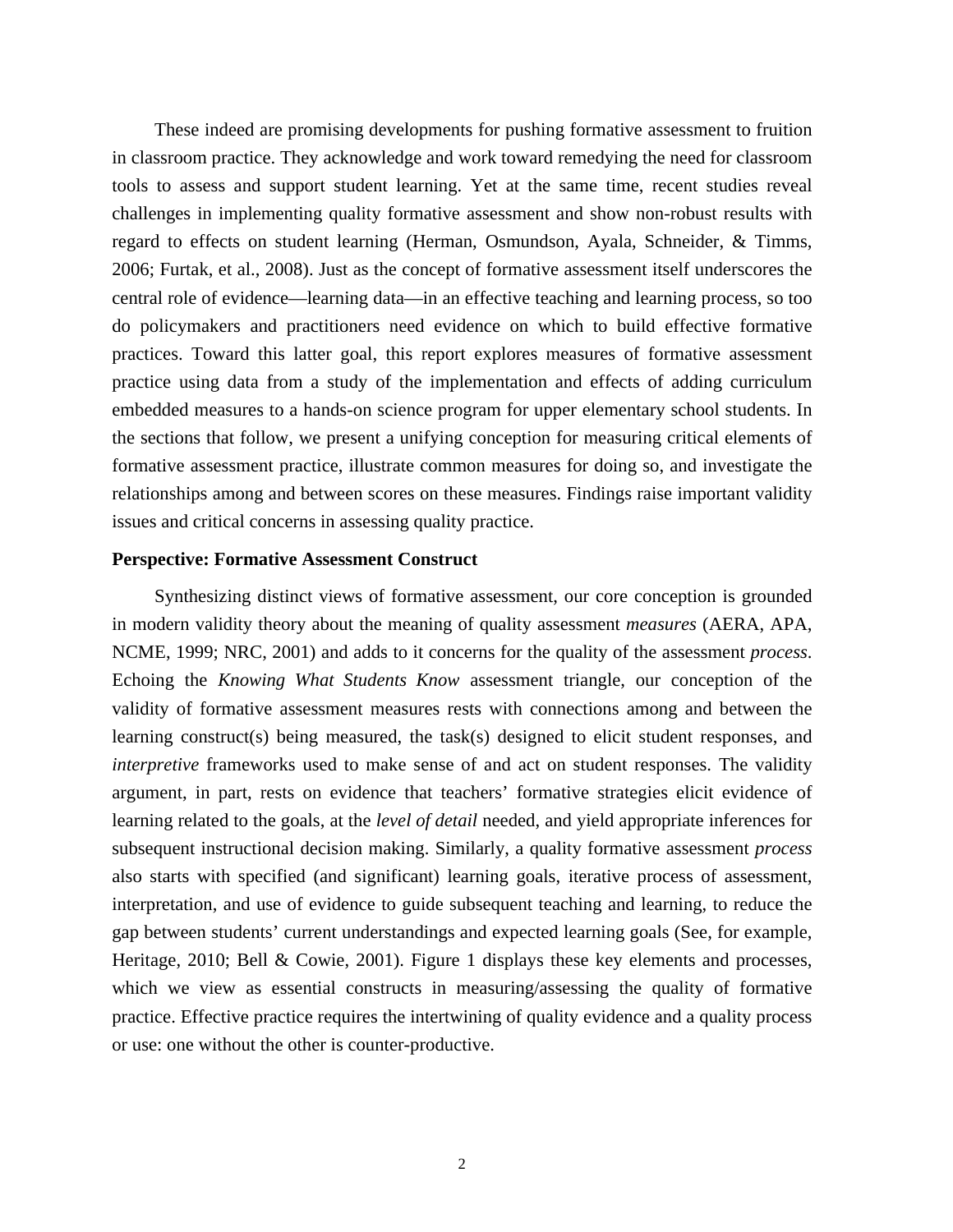These indeed are promising developments for pushing formative assessment to fruition in classroom practice. They acknowledge and work toward remedying the need for classroom tools to assess and support student learning. Yet at the same time, recent studies reveal challenges in implementing quality formative assessment and show non-robust results with regard to effects on student learning (Herman, Osmundson, Ayala, Schneider, & Timms, 2006; Furtak, et al., 2008). Just as the concept of formative assessment itself underscores the central role of evidence—learning data—in an effective teaching and learning process, so too do policymakers and practitioners need evidence on which to build effective formative practices. Toward this latter goal, this report explores measures of formative assessment practice using data from a study of the implementation and effects of adding curriculum embedded measures to a hands-on science program for upper elementary school students. In the sections that follow, we present a unifying conception for measuring critical elements of formative assessment practice, illustrate common measures for doing so, and investigate the relationships among and between scores on these measures. Findings raise important validity issues and critical concerns in assessing quality practice.

**Perspective: Formative Assessment Construct**

Synthesizing distinct views of formative assessment, our core conception is grounded in modern validity theory about the meaning of quality assessment *measures* (AERA, APA, NCME, 1999; NRC, 2001) and adds to it concerns for the quality of the assessment *process*. Echoing the *Knowing What Students Know* assessment triangle, our conception of the validity of formative assessment measures rests with connections among and between the learning construct(s) being measured, the task(s) designed to elicit student responses, and *interpretive* frameworks used to make sense of and act on student responses. The validity argument, in part, rests on evidence that teachers' formative strategies elicit evidence of learning related to the goals, at the *level of detail* needed, and yield appropriate inferences for subsequent instructional decision making. Similarly, a quality formative assessment *process* also starts with specified (and significant) learning goals, iterative process of assessment, interpretation, and use of evidence to guide subsequent teaching and learning, to reduce the gap between students' current understandings and expected learning goals (See, for example, Heritage, 2010; Bell & Cowie, 2001). Figure 1 displays these key elements and processes, which we view as essential constructs in measuring/assessing the quality of formative practice. Effective practice requires the intertwining of quality evidence and a quality process or use: one without the other is counter-productive.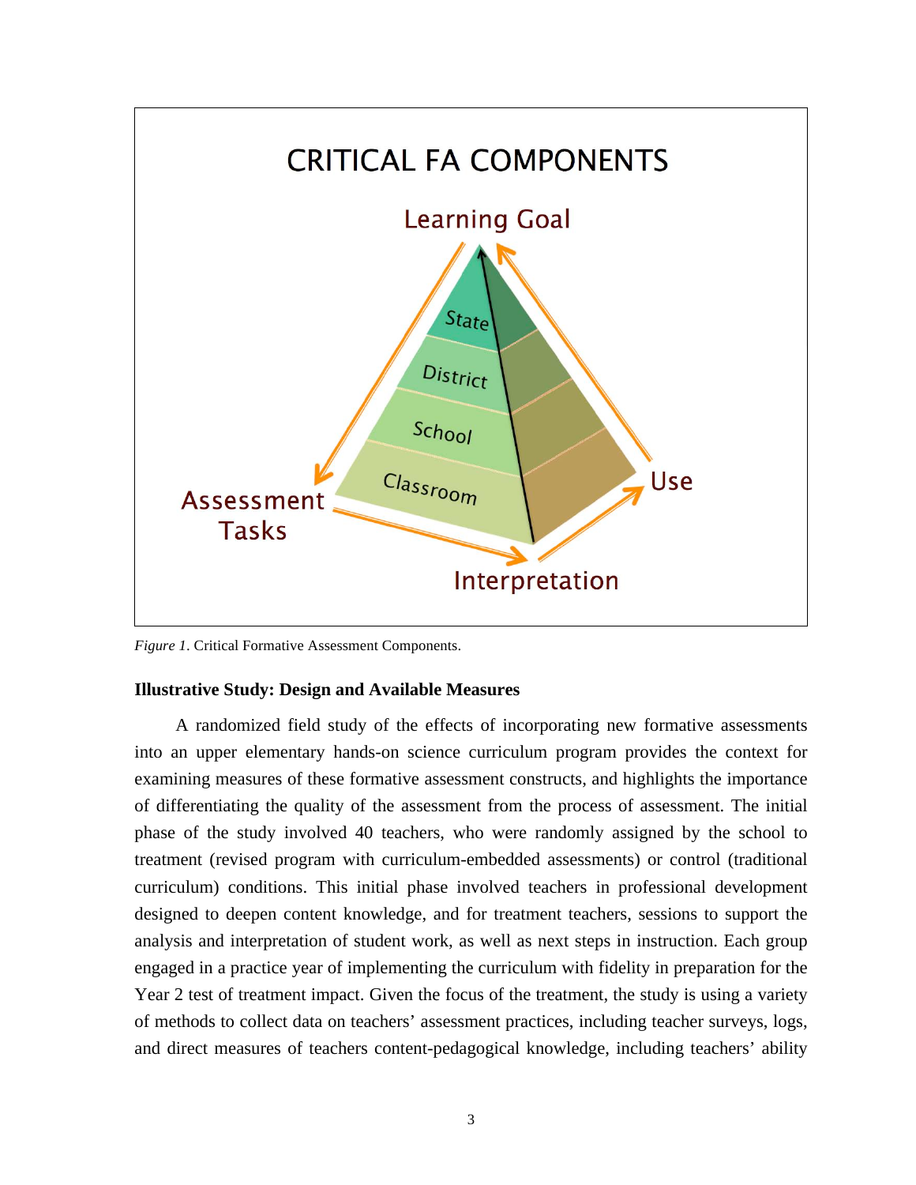*Figure 1*. Critical Formative Assessment Components.

**Illustrative Study: Design and Available Measures**

A randomized field study of the effects of incorporating new formative assessments into an upper elementary hands-on science curriculum program provides the context for examining measures of these formative assessment constructs, and highlights the importance of differentiating the quality of the assessment from the process of assessment. The initial phase of the study involved 40 teachers, who were randomly assigned by the school to treatment (revised program with curriculum-embedded assessments) or control (traditional curriculum) conditions. This initial phase involved teachers in professional development designed to deepen content knowledge, and for treatment teachers, sessions to support the analysis and interpretation of student work, as well as next steps in instruction. Each group engaged in a practice year of implementing the curriculum with fidelity in preparation for the Year 2 test of treatment impact. Given the focus of the treatment, the study is using a variety of methods to collect data on teachers' assessment practices, including teacher surveys, logs, and direct measures of teachers content-pedagogical knowledge, including teachers' ability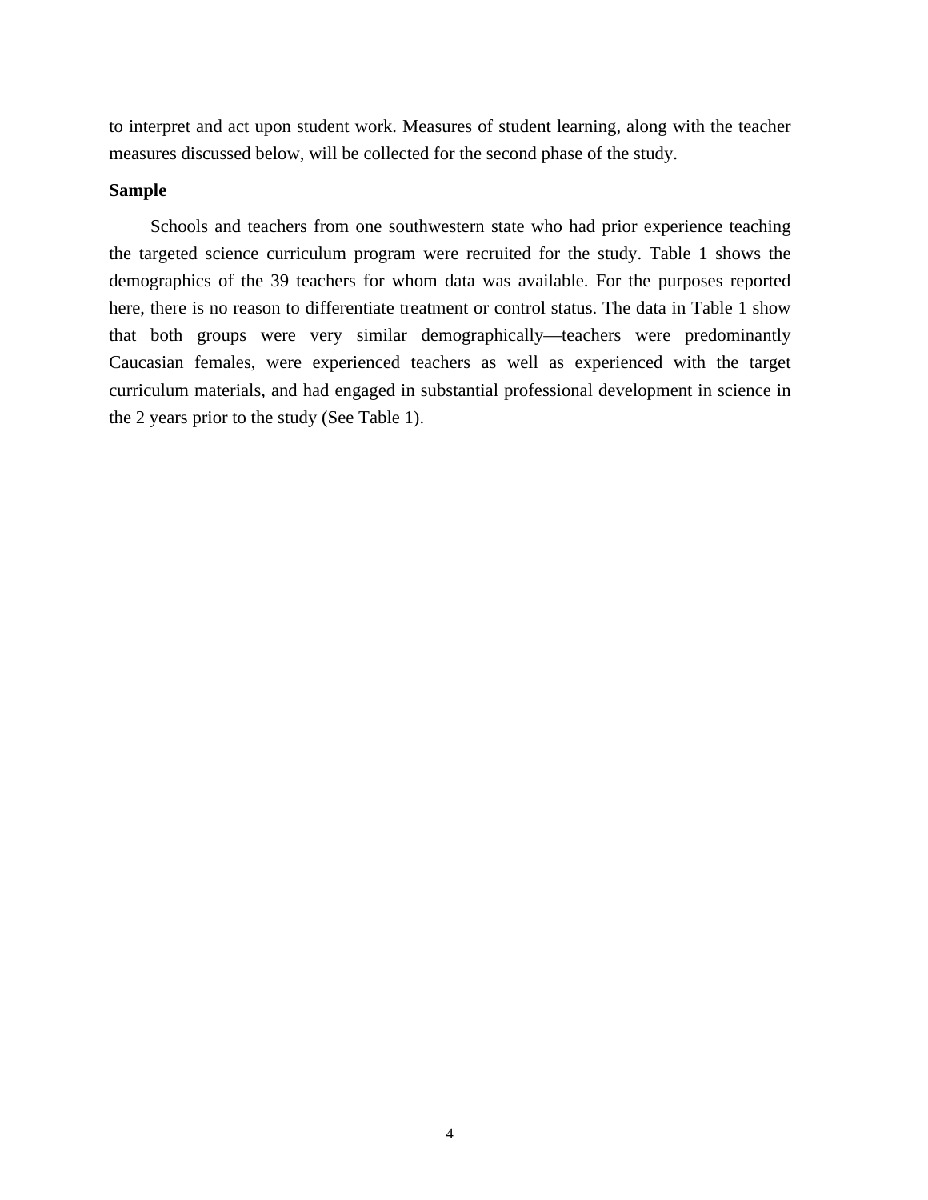to interpret and act upon student work. Measures of student learning, along with the teacher measures discussed below, will be collected for the second phase of the study.

**Sample**

Schools and teachers from one southwestern state who had prior experience teaching the targeted science curriculum program were recruited for the study. Table 1 shows the demographics of the 39 teachers for whom data was available. For the purposes reported here, there is no reason to differentiate treatment or control status. The data in Table 1 show that both groups were very similar demographically—teachers were predominantly Caucasian females, were experienced teachers as well as experienced with the target curriculum materials, and had engaged in substantial professional development in science in the 2 years prior to the study (See Table 1).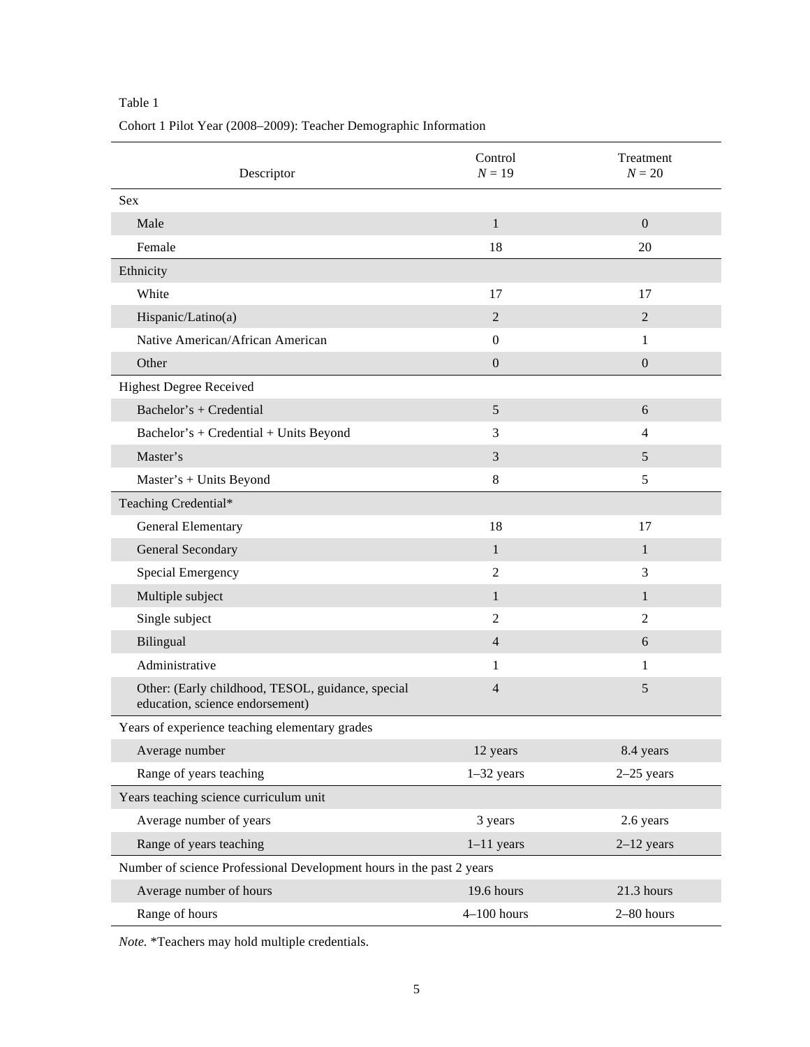Table 1

Cohort 1 Pilot Year (2008–2009): Teacher Demographic Information

| Descriptor | Control $N$ = 19 | Treatment $N$ = 20 |
|---|---|---|
| Sex | | |
| Male | 1 | 0 |
| Female | 18 | 20 |
| Ethnicity | | |
| White | 17 | 17 |
| Hispanic/Latino(a) | 2 | 2 |
| Native American/African American | 0 | 1 |
| Other | 0 | 0 |
| Highest Degree Received | | |
| Bachelor's + Credential | 5 | 6 |
| Bachelor's + Credential + Units Beyond | 3 | 4 |
| Master's | 3 | 5 |
| Master's + Units Beyond | 8 | 5 |
| Teaching Credential* | | |
| General Elementary | 18 | 17 |
| General Secondary | 1 | 1 |
| Special Emergency | 2 | 3 |
| Multiple subject | 1 | 1 |
| Single subject | 2 | 2 |
| Bilingual | 4 | 6 |
| Administrative | 1 | 1 |
| Other: (Early childhood, TESOL, guidance, special education, science endorsement) | 4 | 5 |
| Years of experience teaching elementary grades | | |
| Average number | 12 years | 8.4 years |
| Range of years teaching | 1–32 years | 2–25 years |
| Years teaching science curriculum unit | | |
| Average number of years | 3 years | 2.6 years |
| Range of years teaching | 1–11 years | 2–12 years |
| Number of science Professional Development hours in the past 2 years | | |
| Average number of hours | 19.6 hours | 21.3 hours |
| Range of hours | 4–100 hours | 2–80 hours |

*Note.* *Teachers may hold multiple credentials.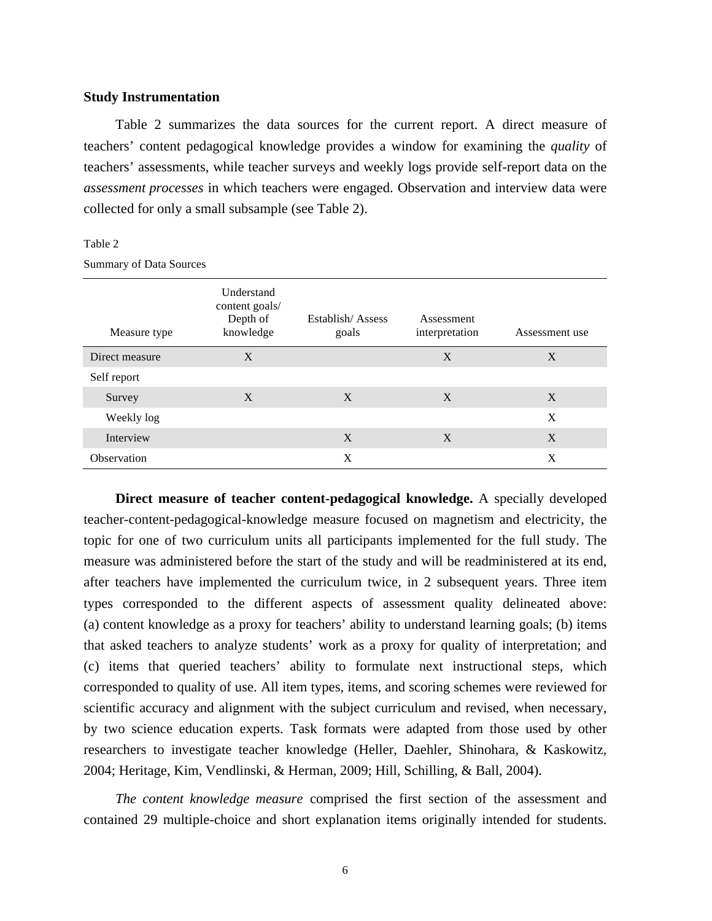**Study Instrumentation**

Table 2 summarizes the data sources for the current report. A direct measure of teachers' content pedagogical knowledge provides a window for examining the *quality* of teachers' assessments, while teacher surveys and weekly logs provide self-report data on the *assessment processes* in which teachers were engaged. Observation and interview data were collected for only a small subsample (see Table 2).

Table 2

Summary of Data Sources

| Measure type | Understand content goals/ Depth of knowledge | Establish/ Assess goals | Assessment interpretation | Assessment use |
|---|---|---|---|---|
| Direct measure | X | | X | X |
| Self report | | | | |
| Survey | X | X | X | X |
| Weekly log | | | | X |
| Interview | | X | X | X |
| Observation | | X | | X |

**Direct measure of teacher content-pedagogical knowledge.** A specially developed teacher-content-pedagogical-knowledge measure focused on magnetism and electricity, the topic for one of two curriculum units all participants implemented for the full study. The measure was administered before the start of the study and will be readministered at its end, after teachers have implemented the curriculum twice, in 2 subsequent years. Three item types corresponded to the different aspects of assessment quality delineated above: (a) content knowledge as a proxy for teachers' ability to understand learning goals; (b) items that asked teachers to analyze students' work as a proxy for quality of interpretation; and (c) items that queried teachers' ability to formulate next instructional steps, which corresponded to quality of use. All item types, items, and scoring schemes were reviewed for scientific accuracy and alignment with the subject curriculum and revised, when necessary, by two science education experts. Task formats were adapted from those used by other researchers to investigate teacher knowledge (Heller, Daehler, Shinohara, & Kaskowitz, 2004; Heritage, Kim, Vendlinski, & Herman, 2009; Hill, Schilling, & Ball, 2004).

*The content knowledge measure* comprised the first section of the assessment and contained 29 multiple-choice and short explanation items originally intended for students.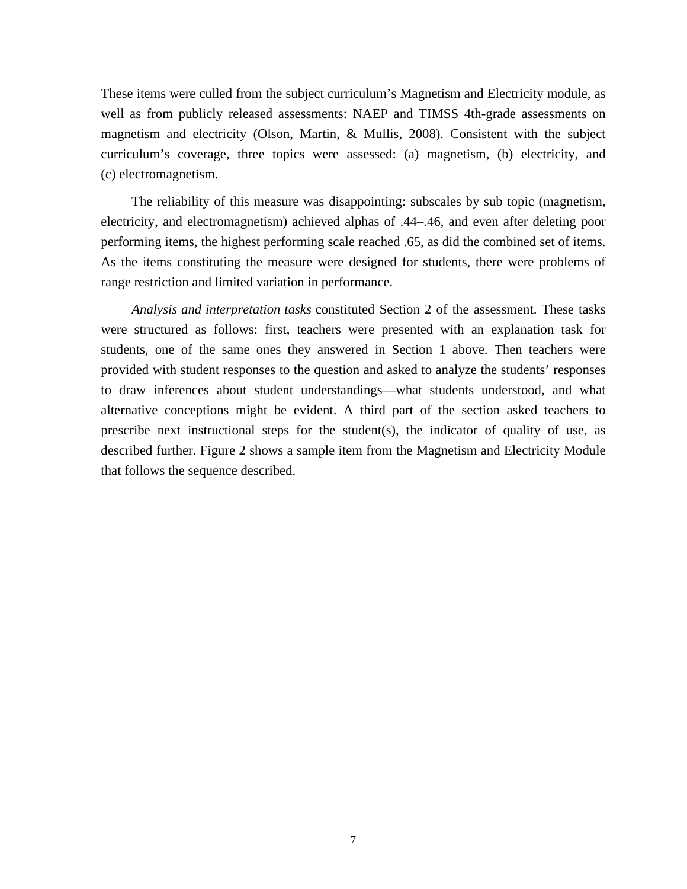These items were culled from the subject curriculum's Magnetism and Electricity module, as well as from publicly released assessments: NAEP and TIMSS 4th-grade assessments on magnetism and electricity (Olson, Martin, & Mullis, 2008). Consistent with the subject curriculum's coverage, three topics were assessed: (a) magnetism, (b) electricity, and (c) electromagnetism.

The reliability of this measure was disappointing: subscales by sub topic (magnetism, electricity, and electromagnetism) achieved alphas of .44–.46, and even after deleting poor performing items, the highest performing scale reached .65, as did the combined set of items. As the items constituting the measure were designed for students, there were problems of range restriction and limited variation in performance.

*Analysis and interpretation tasks* constituted Section 2 of the assessment. These tasks were structured as follows: first, teachers were presented with an explanation task for students, one of the same ones they answered in Section 1 above. Then teachers were provided with student responses to the question and asked to analyze the students' responses to draw inferences about student understandings—what students understood, and what alternative conceptions might be evident. A third part of the section asked teachers to prescribe next instructional steps for the student(s), the indicator of quality of use, as described further. Figure 2 shows a sample item from the Magnetism and Electricity Module that follows the sequence described.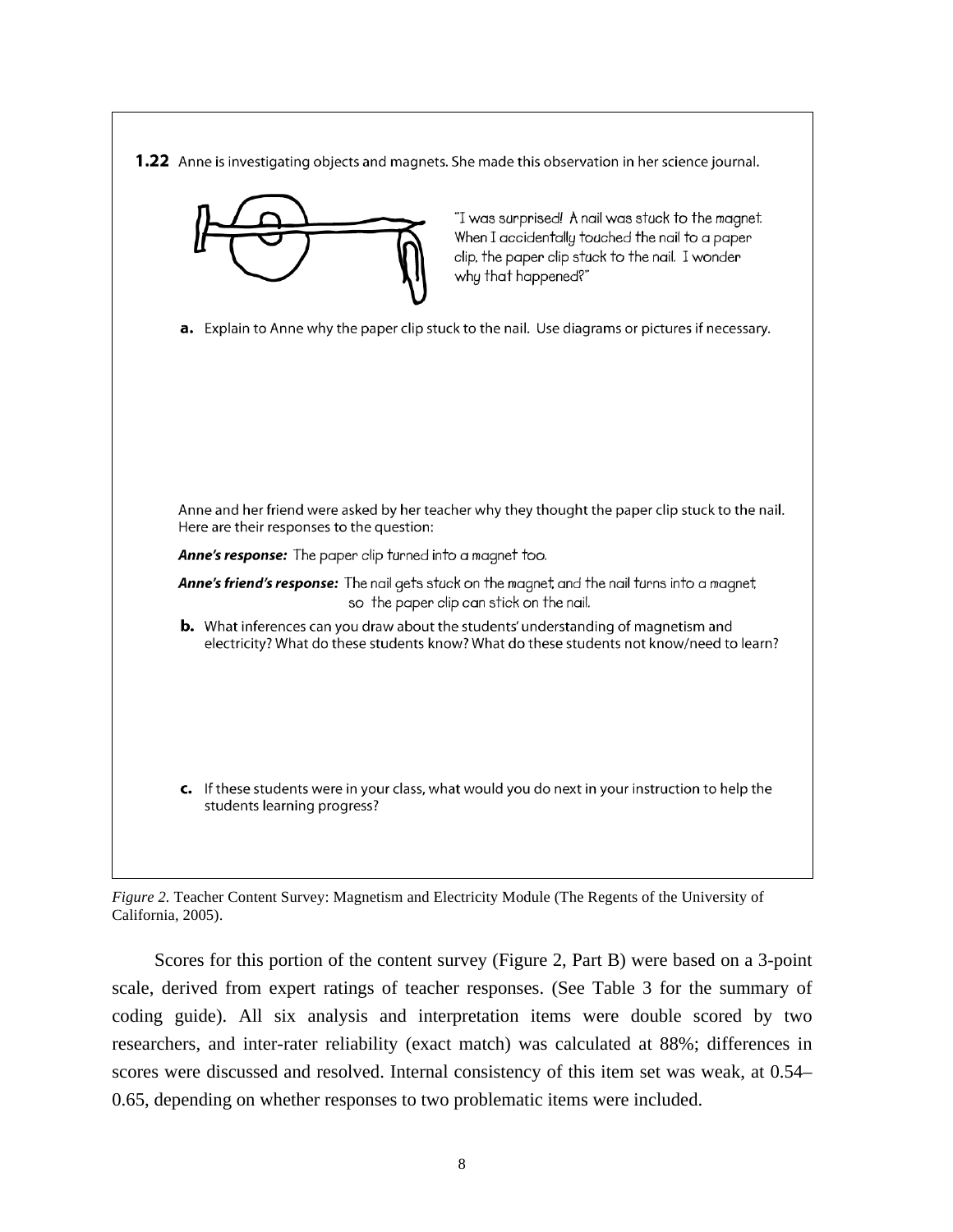**1.22** Anne is investigating objects and magnets. She made this observation in her science journal.

"I was surprised! A nail was stuck to the magnet. When I accidentally touched the nail to a paper clip, the paper clip stuck to the nail. I wonder why that happened?"

**a.** Explain to Anne why the paper clip stuck to the nail. Use diagrams or pictures if necessary.

Anne and her friend were asked by her teacher why they thought the paper clip stuck to the nail. Here are their responses to the question:

***Anne's response:*** The paper clip turned into a magnet too.

***Anne's friend's response:*** The nail gets stuck on the magnet and the nail turns into a magnet so the paper clip can stick on the nail.

**b.** What inferences can you draw about the students' understanding of magnetism and electricity? What do these students know? What do these students not know/need to learn?

**c.** If these students were in your class, what would you do next in your instruction to help the students learning progress?

*Figure 2.* Teacher Content Survey: Magnetism and Electricity Module (The Regents of the University of California, 2005).

Scores for this portion of the content survey (Figure 2, Part B) were based on a 3-point scale, derived from expert ratings of teacher responses. (See Table 3 for the summary of coding guide). All six analysis and interpretation items were double scored by two researchers, and inter-rater reliability (exact match) was calculated at 88%; differences in scores were discussed and resolved. Internal consistency of this item set was weak, at 0.54–0.65, depending on whether responses to two problematic items were included.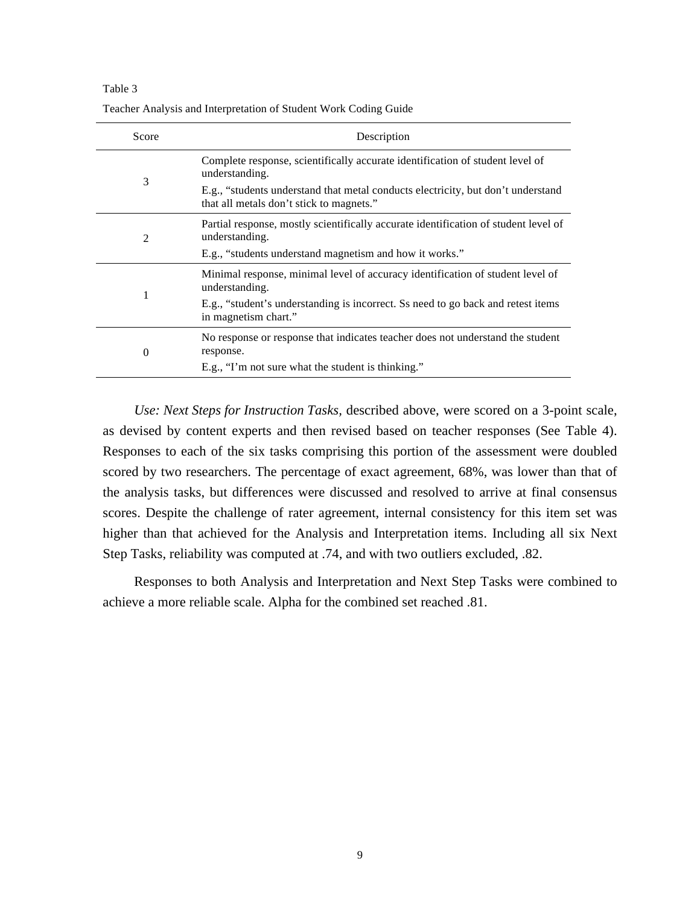Table 3

Teacher Analysis and Interpretation of Student Work Coding Guide

| Score | Description |
|---|---|
| 3 | Complete response, scientifically accurate identification of student level of understanding.<br>E.g., "students understand that metal conducts electricity, but don't understand that all metals don't stick to magnets." |
| 2 | Partial response, mostly scientifically accurate identification of student level of understanding.<br>E.g., "students understand magnetism and how it works." |
| 1 | Minimal response, minimal level of accuracy identification of student level of understanding.<br>E.g., "student's understanding is incorrect. Ss need to go back and retest items in magnetism chart." |
| 0 | No response or response that indicates teacher does not understand the student response.<br>E.g., "I'm not sure what the student is thinking." |

*Use: Next Steps for Instruction Tasks,* described above, were scored on a 3-point scale, as devised by content experts and then revised based on teacher responses (See Table 4). Responses to each of the six tasks comprising this portion of the assessment were doubled scored by two researchers. The percentage of exact agreement, 68%, was lower than that of the analysis tasks, but differences were discussed and resolved to arrive at final consensus scores. Despite the challenge of rater agreement, internal consistency for this item set was higher than that achieved for the Analysis and Interpretation items. Including all six Next Step Tasks, reliability was computed at .74, and with two outliers excluded, .82.

Responses to both Analysis and Interpretation and Next Step Tasks were combined to achieve a more reliable scale. Alpha for the combined set reached .81.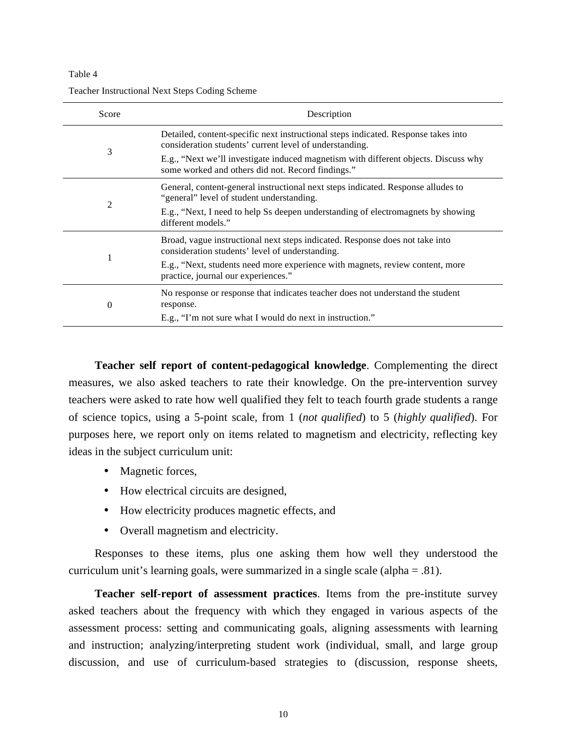Table 4

Teacher Instructional Next Steps Coding Scheme

| Score | Description |
|---|---|
| 3 | Detailed, content-specific next instructional steps indicated. Response takes into consideration students' current level of understanding. E.g., "Next we'll investigate induced magnetism with different objects. Discuss why some worked and others did not. Record findings." |
| 2 | General, content-general instructional next steps indicated. Response alludes to "general" level of student understanding. E.g., "Next, I need to help Ss deepen understanding of electromagnets by showing different models." |
| 1 | Broad, vague instructional next steps indicated. Response does not take into consideration students' level of understanding. E.g., "Next, students need more experience with magnets, review content, more practice, journal our experiences." |
| 0 | No response or response that indicates teacher does not understand the student response. E.g., "I'm not sure what I would do next in instruction." |

**Teacher self report of content-pedagogical knowledge**. Complementing the direct measures, we also asked teachers to rate their knowledge. On the pre-intervention survey teachers were asked to rate how well qualified they felt to teach fourth grade students a range of science topics, using a 5-point scale, from 1 (*not qualified*) to 5 (*highly qualified*). For purposes here, we report only on items related to magnetism and electricity, reflecting key ideas in the subject curriculum unit:

- Magnetic forces,
- How electrical circuits are designed,
- How electricity produces magnetic effects, and
- Overall magnetism and electricity.

Responses to these items, plus one asking them how well they understood the curriculum unit's learning goals, were summarized in a single scale (alpha = .81).

**Teacher self-report of assessment practices**. Items from the pre-institute survey asked teachers about the frequency with which they engaged in various aspects of the assessment process: setting and communicating goals, aligning assessments with learning and instruction; analyzing/interpreting student work (individual, small, and large group discussion, and use of curriculum-based strategies to (discussion, response sheets,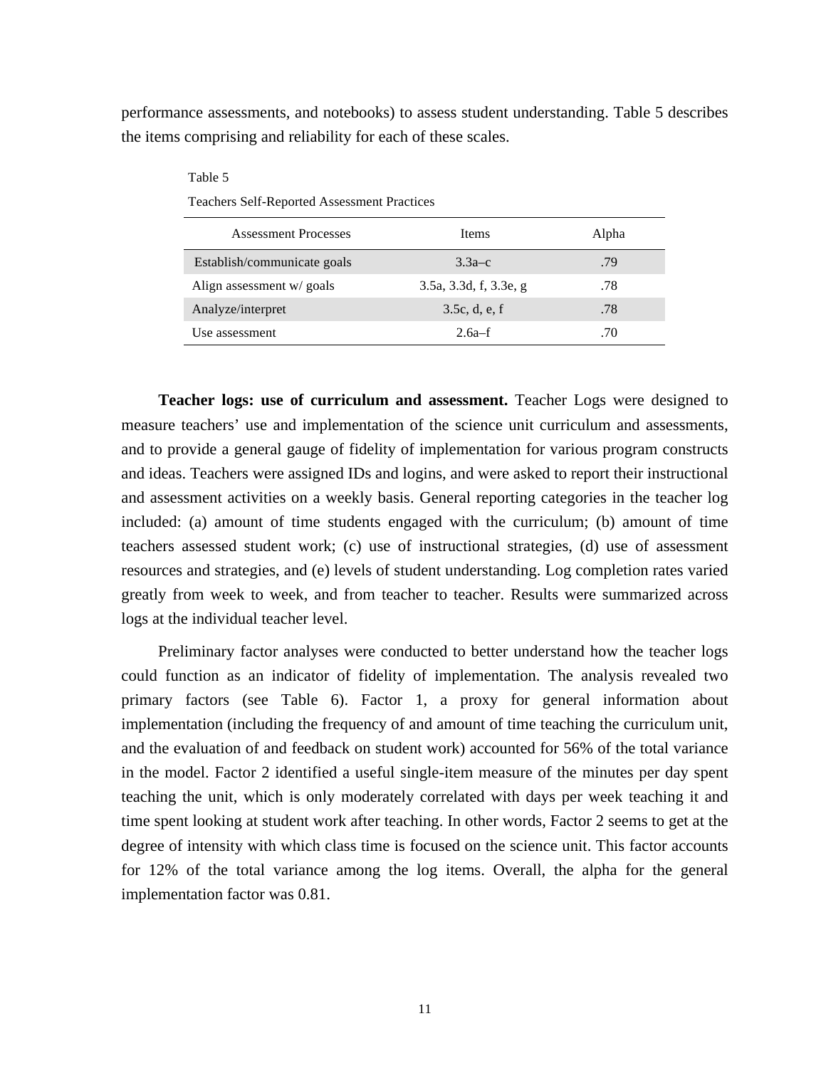performance assessments, and notebooks) to assess student understanding. Table 5 describes the items comprising and reliability for each of these scales.

Table 5

Teachers Self-Reported Assessment Practices

| Assessment Processes | Items | Alpha |
|---|---|---|
| Establish/communicate goals | 3.3a–c | .79 |
| Align assessment w/ goals | 3.5a, 3.3d, f, 3.3e, g | .78 |
| Analyze/interpret | 3.5c, d, e, f | .78 |
| Use assessment | 2.6a–f | .70 |

**Teacher logs: use of curriculum and assessment.** Teacher Logs were designed to measure teachers' use and implementation of the science unit curriculum and assessments, and to provide a general gauge of fidelity of implementation for various program constructs and ideas. Teachers were assigned IDs and logins, and were asked to report their instructional and assessment activities on a weekly basis. General reporting categories in the teacher log included: (a) amount of time students engaged with the curriculum; (b) amount of time teachers assessed student work; (c) use of instructional strategies, (d) use of assessment resources and strategies, and (e) levels of student understanding. Log completion rates varied greatly from week to week, and from teacher to teacher. Results were summarized across logs at the individual teacher level.

Preliminary factor analyses were conducted to better understand how the teacher logs could function as an indicator of fidelity of implementation. The analysis revealed two primary factors (see Table 6). Factor 1, a proxy for general information about implementation (including the frequency of and amount of time teaching the curriculum unit, and the evaluation of and feedback on student work) accounted for 56% of the total variance in the model. Factor 2 identified a useful single-item measure of the minutes per day spent teaching the unit, which is only moderately correlated with days per week teaching it and time spent looking at student work after teaching. In other words, Factor 2 seems to get at the degree of intensity with which class time is focused on the science unit. This factor accounts for 12% of the total variance among the log items. Overall, the alpha for the general implementation factor was 0.81.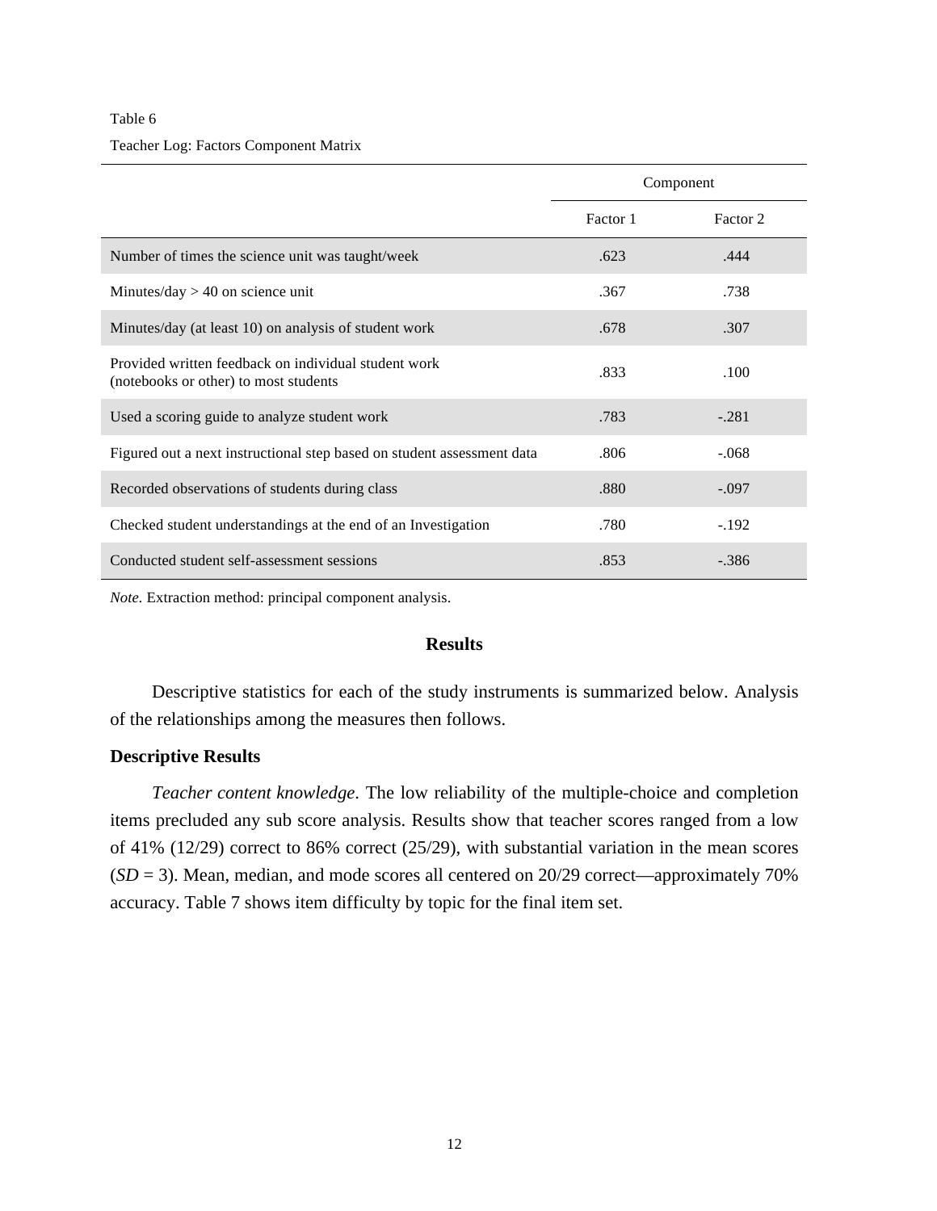Table 6

Teacher Log: Factors Component Matrix

| | Component | |
|---|---|---|
| | Factor 1 | Factor 2 |
| Number of times the science unit was taught/week | .623 | .444 |
| Minutes/day > 40 on science unit | .367 | .738 |
| Minutes/day (at least 10) on analysis of student work | .678 | .307 |
| Provided written feedback on individual student work (notebooks or other) to most students | .833 | .100 |
| Used a scoring guide to analyze student work | .783 | -.281 |
| Figured out a next instructional step based on student assessment data | .806 | -.068 |
| Recorded observations of students during class | .880 | -.097 |
| Checked student understandings at the end of an Investigation | .780 | -.192 |
| Conducted student self-assessment sessions | .853 | -.386 |

*Note.* Extraction method: principal component analysis.

## Results

Descriptive statistics for each of the study instruments is summarized below. Analysis of the relationships among the measures then follows.

### Descriptive Results

*Teacher content knowledge*. The low reliability of the multiple-choice and completion items precluded any sub score analysis. Results show that teacher scores ranged from a low of 41% (12/29) correct to 86% correct (25/29), with substantial variation in the mean scores ($SD = 3$). Mean, median, and mode scores all centered on 20/29 correct—approximately 70% accuracy. Table 7 shows item difficulty by topic for the final item set.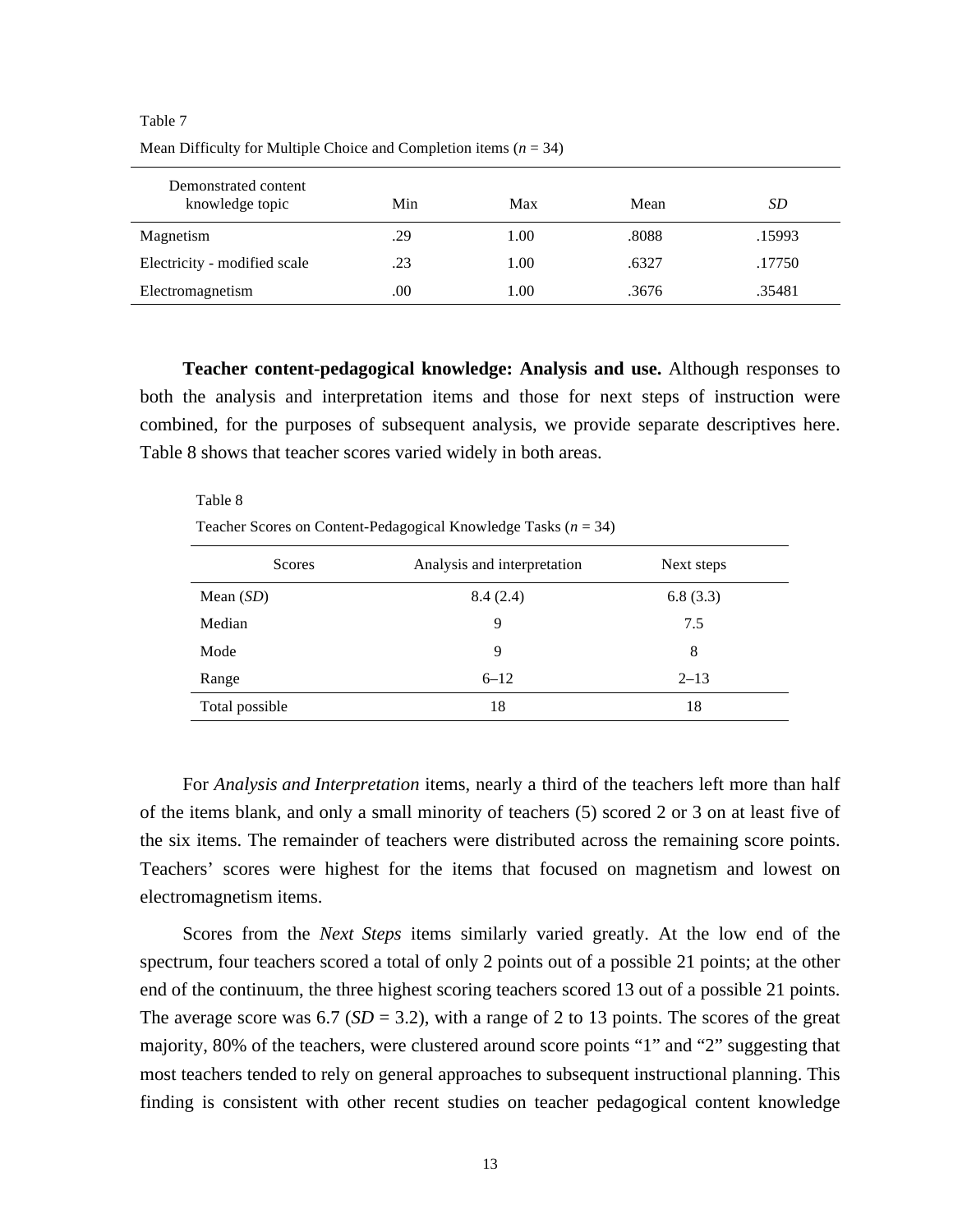Table 7

Mean Difficulty for Multiple Choice and Completion items ($n$ = 34)

| Demonstrated content knowledge topic | Min | Max | Mean | *SD* |
|---|---|---|---|---|
| Magnetism | .29 | 1.00 | .8088 | .15993 |
| Electricity - modified scale | .23 | 1.00 | .6327 | .17750 |
| Electromagnetism | .00 | 1.00 | .3676 | .35481 |

**Teacher content-pedagogical knowledge: Analysis and use.** Although responses to both the analysis and interpretation items and those for next steps of instruction were combined, for the purposes of subsequent analysis, we provide separate descriptives here. Table 8 shows that teacher scores varied widely in both areas.

Table 8

Teacher Scores on Content-Pedagogical Knowledge Tasks ($n$ = 34)

| Scores | Analysis and interpretation | Next steps |
|---|---|---|
| Mean (*SD*) | 8.4 (2.4) | 6.8 (3.3) |
| Median | 9 | 7.5 |
| Mode | 9 | 8 |
| Range | 6–12 | 2–13 |
| Total possible | 18 | 18 |

For *Analysis and Interpretation* items, nearly a third of the teachers left more than half of the items blank, and only a small minority of teachers (5) scored 2 or 3 on at least five of the six items. The remainder of teachers were distributed across the remaining score points. Teachers' scores were highest for the items that focused on magnetism and lowest on electromagnetism items.

Scores from the *Next Steps* items similarly varied greatly. At the low end of the spectrum, four teachers scored a total of only 2 points out of a possible 21 points; at the other end of the continuum, the three highest scoring teachers scored 13 out of a possible 21 points. The average score was 6.7 (*SD* = 3.2), with a range of 2 to 13 points. The scores of the great majority, 80% of the teachers, were clustered around score points "1" and "2" suggesting that most teachers tended to rely on general approaches to subsequent instructional planning. This finding is consistent with other recent studies on teacher pedagogical content knowledge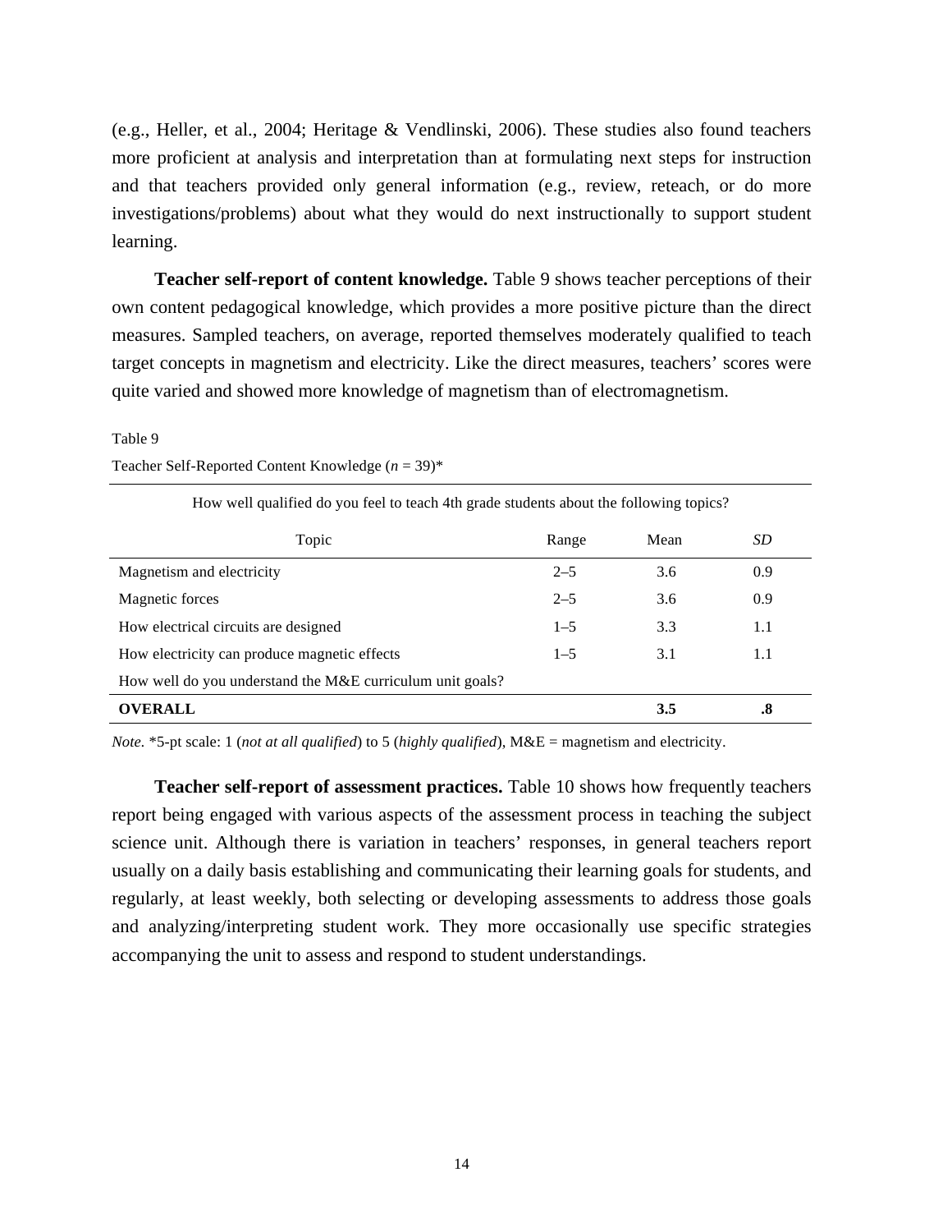(e.g., Heller, et al., 2004; Heritage & Vendlinski, 2006). These studies also found teachers more proficient at analysis and interpretation than at formulating next steps for instruction and that teachers provided only general information (e.g., review, reteach, or do more investigations/problems) about what they would do next instructionally to support student learning.

**Teacher self-report of content knowledge.** Table 9 shows teacher perceptions of their own content pedagogical knowledge, which provides a more positive picture than the direct measures. Sampled teachers, on average, reported themselves moderately qualified to teach target concepts in magnetism and electricity. Like the direct measures, teachers' scores were quite varied and showed more knowledge of magnetism than of electromagnetism.

Table 9

Teacher Self-Reported Content Knowledge (*n* = 39)*

| How well qualified do you feel to teach 4th grade students about the following topics? | | | |
|---|---|---|---|
| Topic | Range | Mean | *SD* |
| Magnetism and electricity | 2–5 | 3.6 | 0.9 |
| Magnetic forces | 2–5 | 3.6 | 0.9 |
| How electrical circuits are designed | 1–5 | 3.3 | 1.1 |
| How electricity can produce magnetic effects | 1–5 | 3.1 | 1.1 |
| How well do you understand the M&E curriculum unit goals? | | | |
| **OVERALL** | | **3.5** | **.8** |

*Note.* *5-pt scale: 1 (*not at all qualified*) to 5 (*highly qualified*), M&E = magnetism and electricity.

**Teacher self-report of assessment practices.** Table 10 shows how frequently teachers report being engaged with various aspects of the assessment process in teaching the subject science unit. Although there is variation in teachers' responses, in general teachers report usually on a daily basis establishing and communicating their learning goals for students, and regularly, at least weekly, both selecting or developing assessments to address those goals and analyzing/interpreting student work. They more occasionally use specific strategies accompanying the unit to assess and respond to student understandings.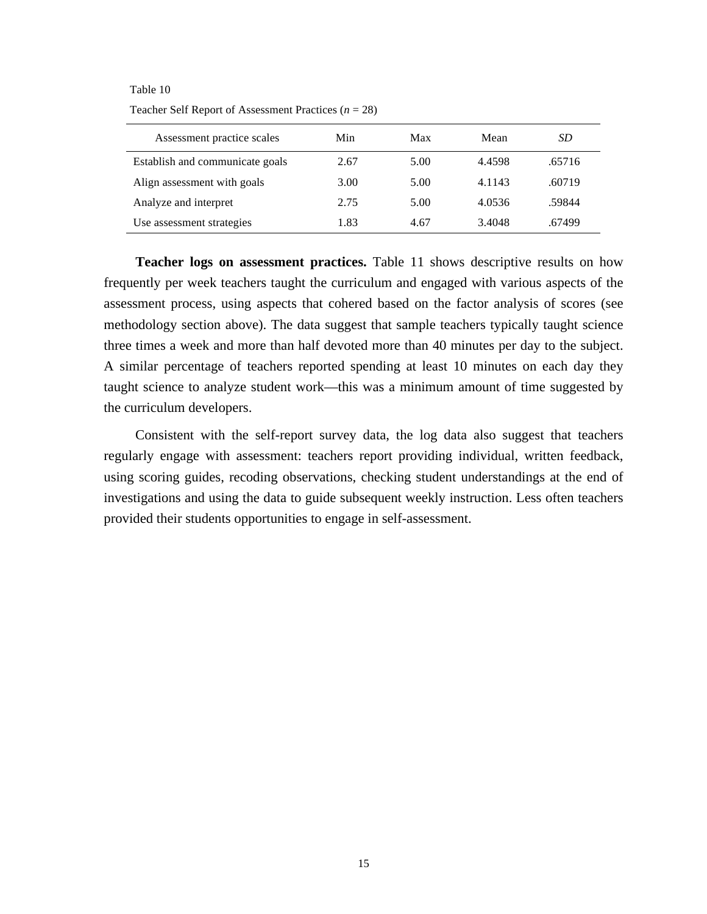Table 10

Teacher Self Report of Assessment Practices ($n$ = 28)

| Assessment practice scales | Min | Max | Mean | *SD* |
|---|---|---|---|---|
| Establish and communicate goals | 2.67 | 5.00 | 4.4598 | .65716 |
| Align assessment with goals | 3.00 | 5.00 | 4.1143 | .60719 |
| Analyze and interpret | 2.75 | 5.00 | 4.0536 | .59844 |
| Use assessment strategies | 1.83 | 4.67 | 3.4048 | .67499 |

**Teacher logs on assessment practices.** Table 11 shows descriptive results on how frequently per week teachers taught the curriculum and engaged with various aspects of the assessment process, using aspects that cohered based on the factor analysis of scores (see methodology section above). The data suggest that sample teachers typically taught science three times a week and more than half devoted more than 40 minutes per day to the subject. A similar percentage of teachers reported spending at least 10 minutes on each day they taught science to analyze student work—this was a minimum amount of time suggested by the curriculum developers.

Consistent with the self-report survey data, the log data also suggest that teachers regularly engage with assessment: teachers report providing individual, written feedback, using scoring guides, recoding observations, checking student understandings at the end of investigations and using the data to guide subsequent weekly instruction. Less often teachers provided their students opportunities to engage in self-assessment.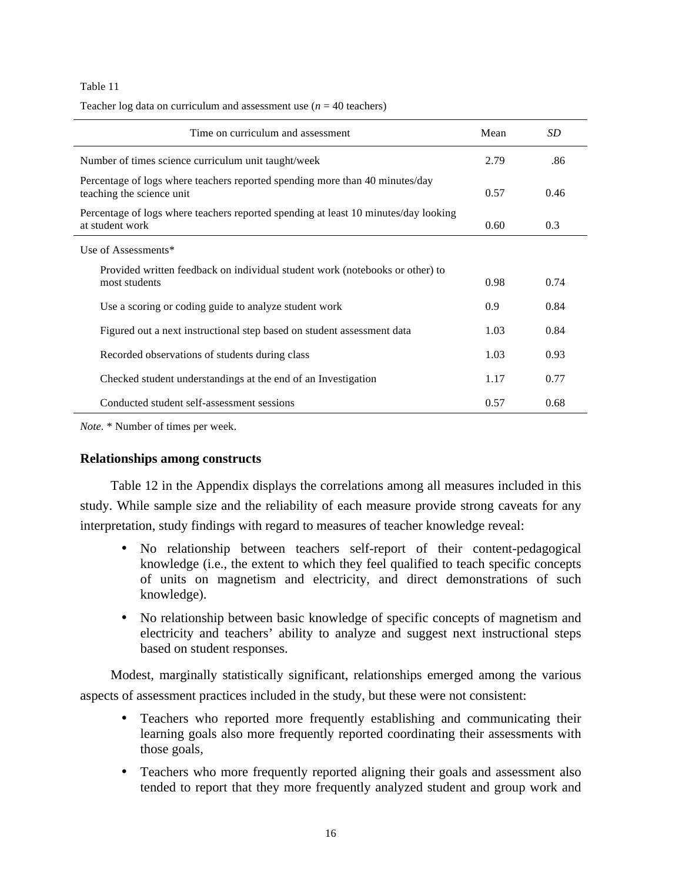Table 11

Teacher log data on curriculum and assessment use (*n* = 40 teachers)

| Time on curriculum and assessment | Mean | *SD* |
|---|---|---|
| Number of times science curriculum unit taught/week | 2.79 | .86 |
| Percentage of logs where teachers reported spending more than 40 minutes/day teaching the science unit | 0.57 | 0.46 |
| Percentage of logs where teachers reported spending at least 10 minutes/day looking at student work | 0.60 | 0.3 |
| Use of Assessments* | | |
| Provided written feedback on individual student work (notebooks or other) to most students | 0.98 | 0.74 |
| Use a scoring or coding guide to analyze student work | 0.9 | 0.84 |
| Figured out a next instructional step based on student assessment data | 1.03 | 0.84 |
| Recorded observations of students during class | 1.03 | 0.93 |
| Checked student understandings at the end of an Investigation | 1.17 | 0.77 |
| Conducted student self-assessment sessions | 0.57 | 0.68 |

*Note.* * Number of times per week.

### Relationships among constructs

Table 12 in the Appendix displays the correlations among all measures included in this study. While sample size and the reliability of each measure provide strong caveats for any interpretation, study findings with regard to measures of teacher knowledge reveal:

- No relationship between teachers self-report of their content-pedagogical knowledge (i.e., the extent to which they feel qualified to teach specific concepts of units on magnetism and electricity, and direct demonstrations of such knowledge).
- No relationship between basic knowledge of specific concepts of magnetism and electricity and teachers' ability to analyze and suggest next instructional steps based on student responses.

Modest, marginally statistically significant, relationships emerged among the various aspects of assessment practices included in the study, but these were not consistent:

- Teachers who reported more frequently establishing and communicating their learning goals also more frequently reported coordinating their assessments with those goals,
- Teachers who more frequently reported aligning their goals and assessment also tended to report that they more frequently analyzed student and group work and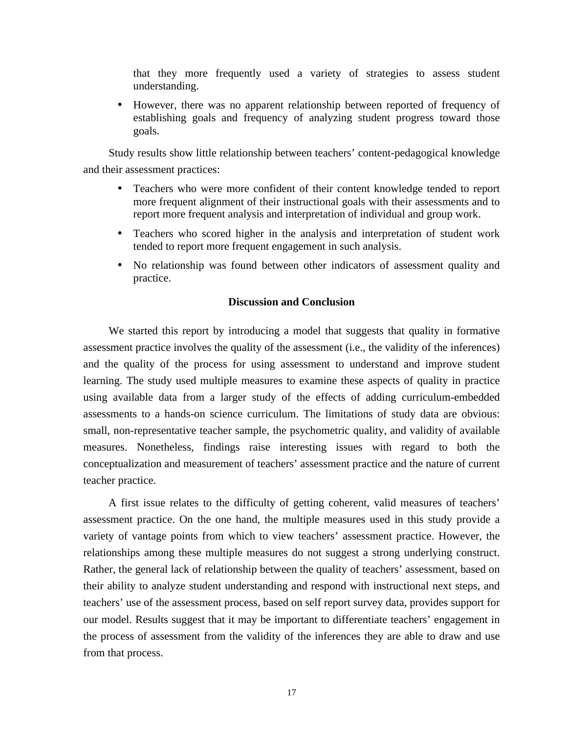that they more frequently used a variety of strategies to assess student understanding.

- However, there was no apparent relationship between reported of frequency of establishing goals and frequency of analyzing student progress toward those goals.

Study results show little relationship between teachers' content-pedagogical knowledge and their assessment practices:

- Teachers who were more confident of their content knowledge tended to report more frequent alignment of their instructional goals with their assessments and to report more frequent analysis and interpretation of individual and group work.
- Teachers who scored higher in the analysis and interpretation of student work tended to report more frequent engagement in such analysis.
- No relationship was found between other indicators of assessment quality and practice.

## Discussion and Conclusion

We started this report by introducing a model that suggests that quality in formative assessment practice involves the quality of the assessment (i.e., the validity of the inferences) and the quality of the process for using assessment to understand and improve student learning. The study used multiple measures to examine these aspects of quality in practice using available data from a larger study of the effects of adding curriculum-embedded assessments to a hands-on science curriculum. The limitations of study data are obvious: small, non-representative teacher sample, the psychometric quality, and validity of available measures. Nonetheless, findings raise interesting issues with regard to both the conceptualization and measurement of teachers' assessment practice and the nature of current teacher practice.

A first issue relates to the difficulty of getting coherent, valid measures of teachers' assessment practice. On the one hand, the multiple measures used in this study provide a variety of vantage points from which to view teachers' assessment practice. However, the relationships among these multiple measures do not suggest a strong underlying construct. Rather, the general lack of relationship between the quality of teachers' assessment, based on their ability to analyze student understanding and respond with instructional next steps, and teachers' use of the assessment process, based on self report survey data, provides support for our model. Results suggest that it may be important to differentiate teachers' engagement in the process of assessment from the validity of the inferences they are able to draw and use from that process.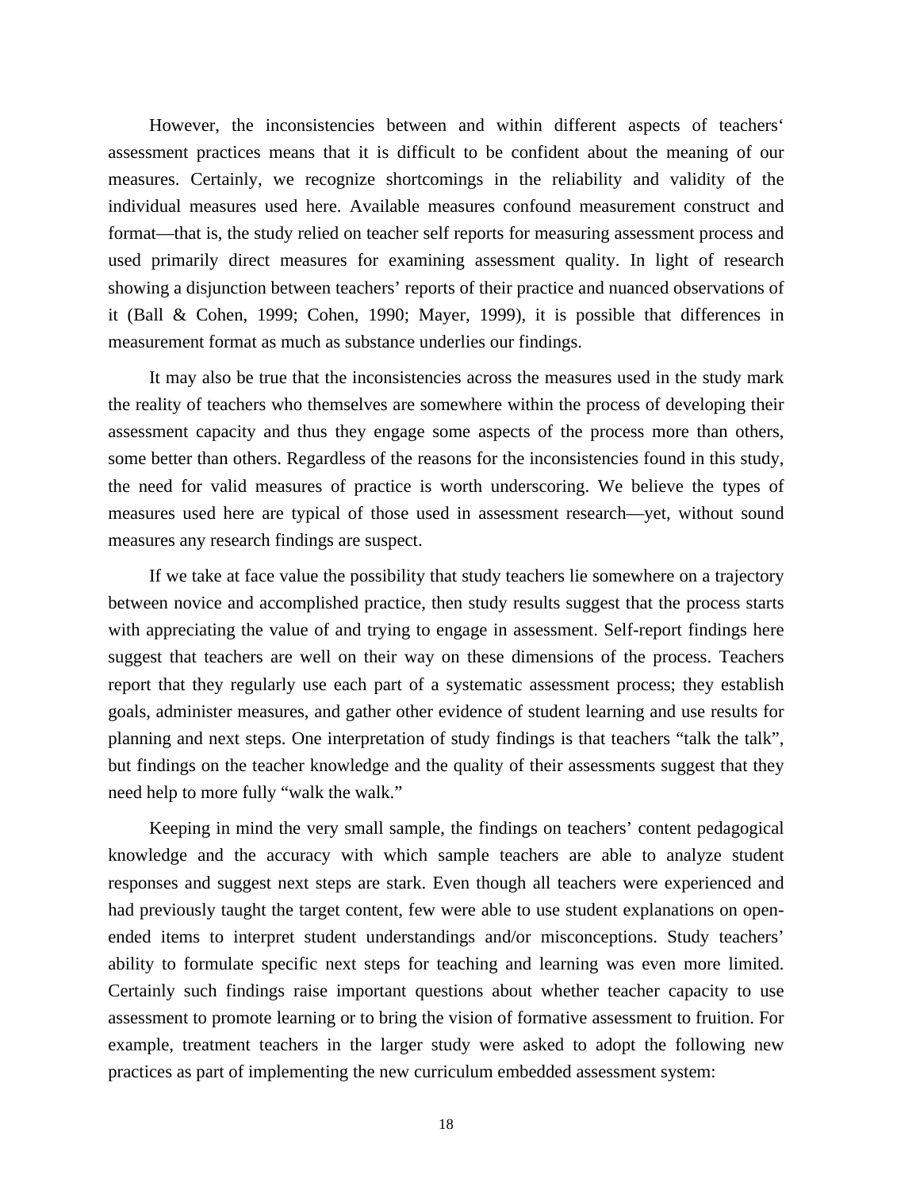However, the inconsistencies between and within different aspects of teachers' assessment practices means that it is difficult to be confident about the meaning of our measures. Certainly, we recognize shortcomings in the reliability and validity of the individual measures used here. Available measures confound measurement construct and format—that is, the study relied on teacher self reports for measuring assessment process and used primarily direct measures for examining assessment quality. In light of research showing a disjunction between teachers' reports of their practice and nuanced observations of it (Ball & Cohen, 1999; Cohen, 1990; Mayer, 1999), it is possible that differences in measurement format as much as substance underlies our findings.

It may also be true that the inconsistencies across the measures used in the study mark the reality of teachers who themselves are somewhere within the process of developing their assessment capacity and thus they engage some aspects of the process more than others, some better than others. Regardless of the reasons for the inconsistencies found in this study, the need for valid measures of practice is worth underscoring. We believe the types of measures used here are typical of those used in assessment research—yet, without sound measures any research findings are suspect.

If we take at face value the possibility that study teachers lie somewhere on a trajectory between novice and accomplished practice, then study results suggest that the process starts with appreciating the value of and trying to engage in assessment. Self-report findings here suggest that teachers are well on their way on these dimensions of the process. Teachers report that they regularly use each part of a systematic assessment process; they establish goals, administer measures, and gather other evidence of student learning and use results for planning and next steps. One interpretation of study findings is that teachers "talk the talk", but findings on the teacher knowledge and the quality of their assessments suggest that they need help to more fully "walk the walk."

Keeping in mind the very small sample, the findings on teachers' content pedagogical knowledge and the accuracy with which sample teachers are able to analyze student responses and suggest next steps are stark. Even though all teachers were experienced and had previously taught the target content, few were able to use student explanations on open-ended items to interpret student understandings and/or misconceptions. Study teachers' ability to formulate specific next steps for teaching and learning was even more limited. Certainly such findings raise important questions about whether teacher capacity to use assessment to promote learning or to bring the vision of formative assessment to fruition. For example, treatment teachers in the larger study were asked to adopt the following new practices as part of implementing the new curriculum embedded assessment system: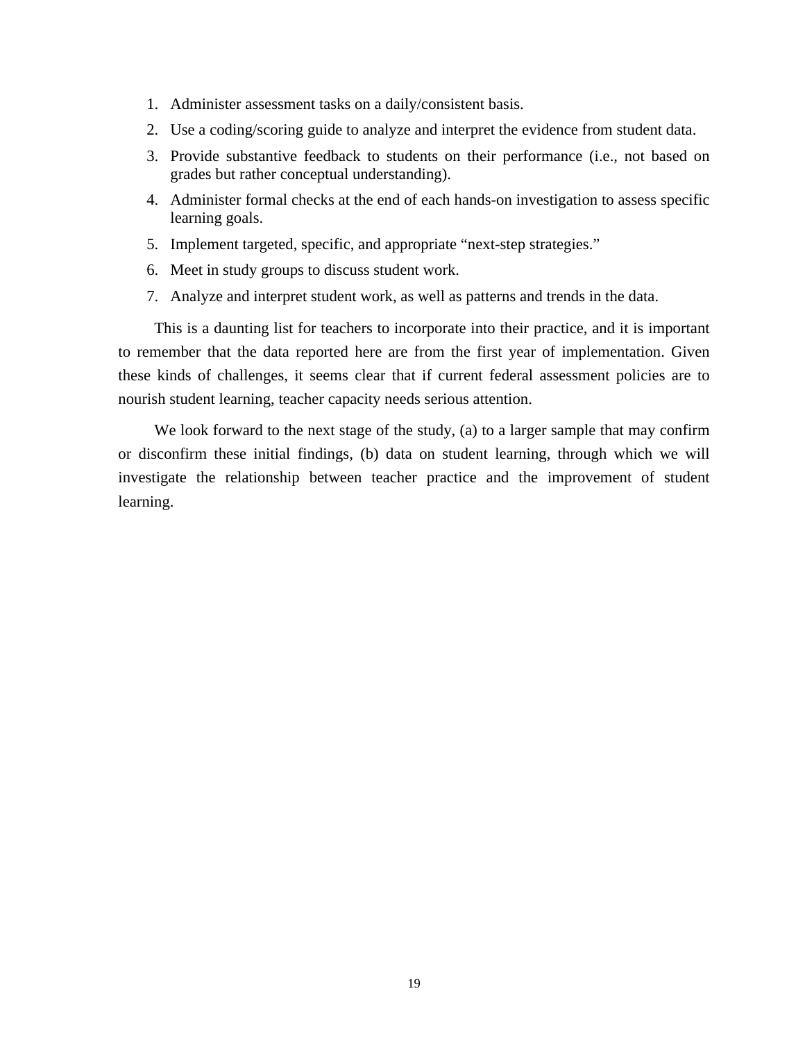1. Administer assessment tasks on a daily/consistent basis.
2. Use a coding/scoring guide to analyze and interpret the evidence from student data.
3. Provide substantive feedback to students on their performance (i.e., not based on grades but rather conceptual understanding).
4. Administer formal checks at the end of each hands-on investigation to assess specific learning goals.
5. Implement targeted, specific, and appropriate "next-step strategies."
6. Meet in study groups to discuss student work.
7. Analyze and interpret student work, as well as patterns and trends in the data.

This is a daunting list for teachers to incorporate into their practice, and it is important to remember that the data reported here are from the first year of implementation. Given these kinds of challenges, it seems clear that if current federal assessment policies are to nourish student learning, teacher capacity needs serious attention.

We look forward to the next stage of the study, (a) to a larger sample that may confirm or disconfirm these initial findings, (b) data on student learning, through which we will investigate the relationship between teacher practice and the improvement of student learning.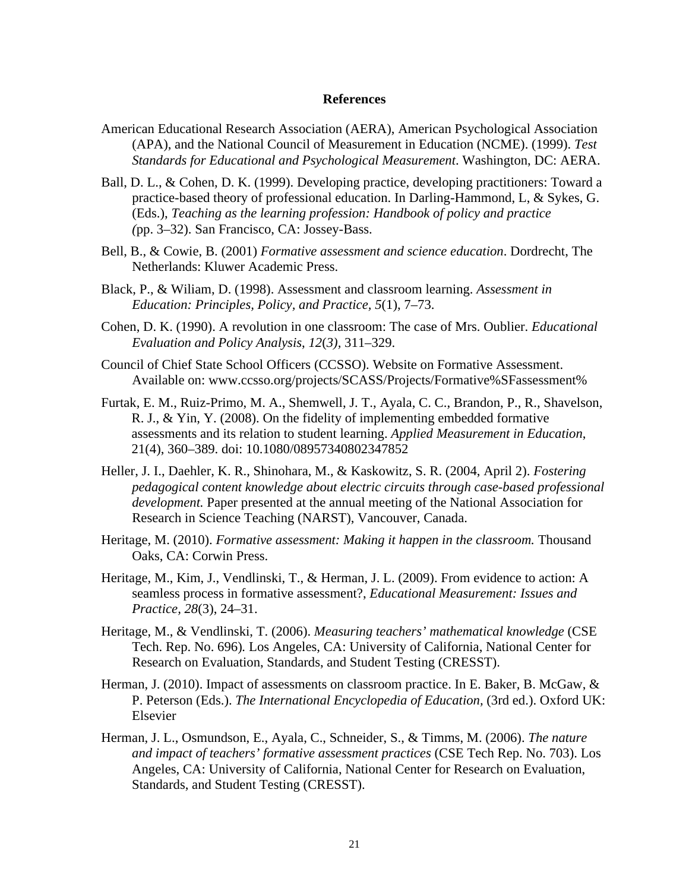# References

American Educational Research Association (AERA), American Psychological Association (APA), and the National Council of Measurement in Education (NCME). (1999). *Test Standards for Educational and Psychological Measurement*. Washington, DC: AERA.

Ball, D. L., & Cohen, D. K. (1999). Developing practice, developing practitioners: Toward a practice-based theory of professional education. In Darling-Hammond, L, & Sykes, G. (Eds.), *Teaching as the learning profession: Handbook of policy and practice (*pp. 3–32). San Francisco, CA: Jossey-Bass.

Bell, B., & Cowie, B. (2001) *Formative assessment and science education*. Dordrecht, The Netherlands: Kluwer Academic Press.

Black, P., & Wiliam, D. (1998). Assessment and classroom learning. *Assessment in Education: Principles, Policy, and Practice, 5*(1), 7–73.

Cohen, D. K. (1990). A revolution in one classroom: The case of Mrs. Oublier. *Educational Evaluation and Policy Analysis*, *12*(3*)*, 311–329.

Council of Chief State School Officers (CCSSO). Website on Formative Assessment. Available on: www.ccsso.org/projects/SCASS/Projects/Formative%SFassessment%

Furtak, E. M., Ruiz-Primo, M. A., Shemwell, J. T., Ayala, C. C., Brandon, P., R., Shavelson, R. J., & Yin, Y. (2008). On the fidelity of implementing embedded formative assessments and its relation to student learning. *Applied Measurement in Education*, 21(4), 360–389. doi: 10.1080/08957340802347852

Heller, J. I., Daehler, K. R., Shinohara, M., & Kaskowitz, S. R. (2004, April 2). *Fostering pedagogical content knowledge about electric circuits through case-based professional development.* Paper presented at the annual meeting of the National Association for Research in Science Teaching (NARST), Vancouver, Canada.

Heritage, M. (2010). *Formative assessment: Making it happen in the classroom.* Thousand Oaks, CA: Corwin Press.

Heritage, M., Kim, J., Vendlinski, T., & Herman, J. L. (2009). From evidence to action: A seamless process in formative assessment?, *Educational Measurement: Issues and Practice, 28*(3), 24–31.

Heritage, M., & Vendlinski, T. (2006). *Measuring teachers' mathematical knowledge* (CSE Tech. Rep. No. 696)*.* Los Angeles, CA: University of California, National Center for Research on Evaluation, Standards, and Student Testing (CRESST).

Herman, J. (2010). Impact of assessments on classroom practice. In E. Baker, B. McGaw, & P. Peterson (Eds.). *The International Encyclopedia of Education,* (3rd ed.). Oxford UK: Elsevier

Herman, J. L., Osmundson, E., Ayala, C., Schneider, S., & Timms, M. (2006). *The nature and impact of teachers' formative assessment practices* (CSE Tech Rep. No. 703). Los Angeles, CA: University of California, National Center for Research on Evaluation, Standards, and Student Testing (CRESST).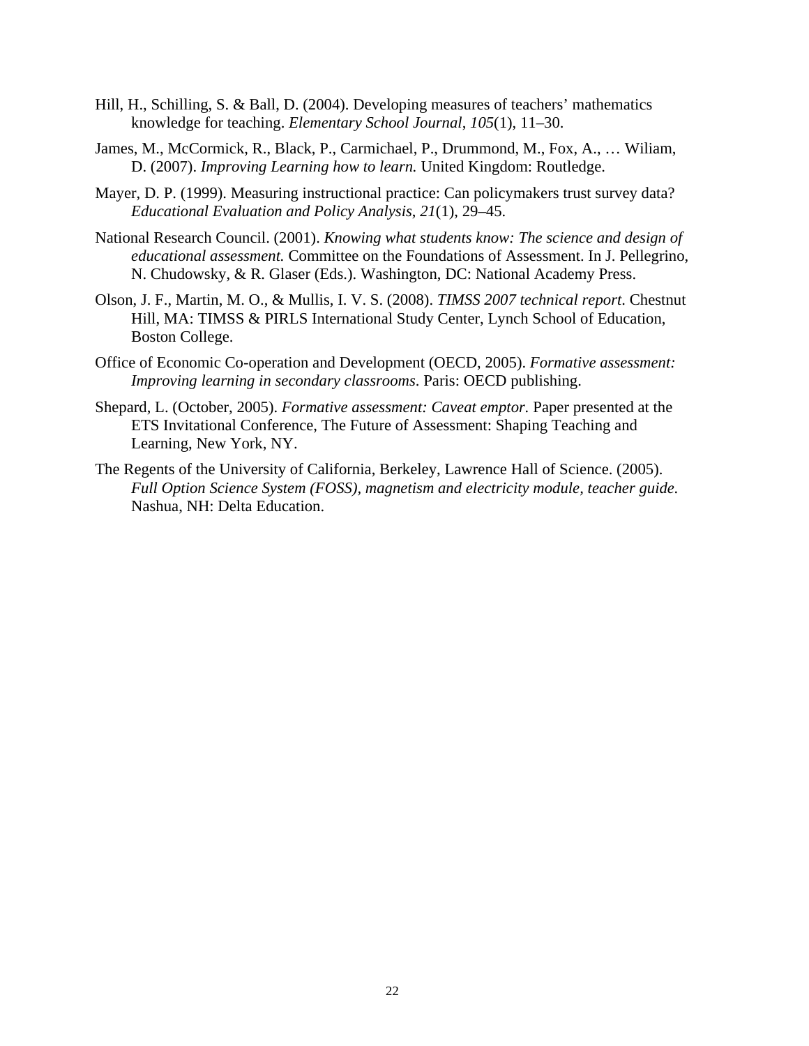Hill, H., Schilling, S. & Ball, D. (2004). Developing measures of teachers' mathematics knowledge for teaching. *Elementary School Journal*, *105*(1), 11–30.

James, M., McCormick, R., Black, P., Carmichael, P., Drummond, M., Fox, A., … Wiliam, D. (2007). *Improving Learning how to learn.* United Kingdom: Routledge.

Mayer, D. P. (1999). Measuring instructional practice: Can policymakers trust survey data? *Educational Evaluation and Policy Analysis*, *21*(1), 29–45.

National Research Council. (2001). *Knowing what students know: The science and design of educational assessment.* Committee on the Foundations of Assessment. In J. Pellegrino, N. Chudowsky, & R. Glaser (Eds.). Washington, DC: National Academy Press.

Olson, J. F., Martin, M. O., & Mullis, I. V. S. (2008). *TIMSS 2007 technical report*. Chestnut Hill, MA: TIMSS & PIRLS International Study Center, Lynch School of Education, Boston College.

Office of Economic Co-operation and Development (OECD, 2005). *Formative assessment: Improving learning in secondary classrooms*. Paris: OECD publishing.

Shepard, L. (October, 2005). *Formative assessment: Caveat emptor.* Paper presented at the ETS Invitational Conference, The Future of Assessment: Shaping Teaching and Learning, New York, NY.

The Regents of the University of California, Berkeley, Lawrence Hall of Science. (2005). *Full Option Science System (FOSS), magnetism and electricity module, teacher guide.* Nashua, NH: Delta Education.